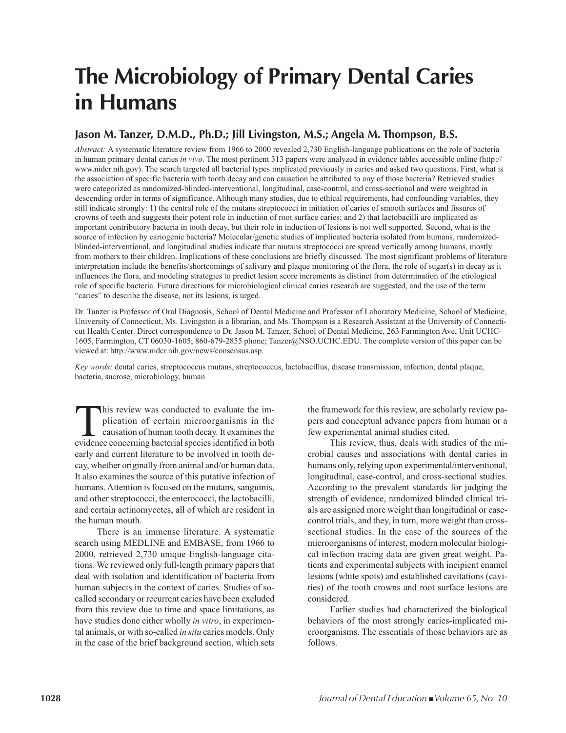# The Microbiology of Primary Dental Caries in Humans

## Jason M. Tanzer, D.M.D., Ph.D.; Jill Livingston, M.S.; Angela M. Thompson, B.S.

*Abstract:* A systematic literature review from 1966 to 2000 revealed 2,730 English-language publications on the role of bacteria in human primary dental caries *in vivo*. The most pertinent 313 papers were analyzed in evidence tables accessible online (http://www.nidcr.nih.gov). The search targeted all bacterial types implicated previously in caries and asked two questions. First, what is the association of specific bacteria with tooth decay and can causation be attributed to any of those bacteria? Retrieved studies were categorized as randomized-blinded-interventional, longitudinal, case-control, and cross-sectional and were weighted in descending order in terms of significance. Although many studies, due to ethical requirements, had confounding variables, they still indicate strongly: 1) the central role of the mutans streptococci in initiation of caries of smooth surfaces and fissures of crowns of teeth and suggests their potent role in induction of root surface caries; and 2) that lactobacilli are implicated as important contributory bacteria in tooth decay, but their role in induction of lesions is not well supported. Second, what is the source of infection by cariogenic bacteria? Molecular/genetic studies of implicated bacteria isolated from humans, randomized-blinded-interventional, and longitudinal studies indicate that mutans streptococci are spread vertically among humans, mostly from mothers to their children. Implications of these conclusions are briefly discussed. The most significant problems of literature interpretation include the benefits/shortcomings of salivary and plaque monitoring of the flora, the role of sugar(s) in decay as it influences the flora, and modeling strategies to predict lesion score increments as distinct from determination of the etiological role of specific bacteria. Future directions for microbiological clinical caries research are suggested, and the use of the term "caries" to describe the disease, not its lesions, is urged.

Dr. Tanzer is Professor of Oral Diagnosis, School of Dental Medicine and Professor of Laboratory Medicine, School of Medicine, University of Connecticut, Ms. Livingston is a librarian, and Ms. Thompson is a Research Assistant at the University of Connecticut Health Center. Direct correspondence to Dr. Jason M. Tanzer, School of Dental Medicine, 263 Farmington Ave, Unit UCHC-1605, Farmington, CT 06030-1605; 860-679-2855 phone; Tanzer@NSO.UCHC.EDU. The complete version of this paper can be viewed at: http://www.nidcr.nih.gov/news/consensus.asp.

*Key words:* dental caries, streptococcus mutans, streptococcus, lactobacillus, disease transmission, infection, dental plaque, bacteria, sucrose, microbiology, human

This review was conducted to evaluate the implication of certain microorganisms in the causation of human tooth decay. It examines the evidence concerning bacterial species identified in both early and current literature to be involved in tooth decay, whether originally from animal and/or human data. It also examines the source of this putative infection of humans. Attention is focused on the mutans, sanguinis, and other streptococci, the enterococci, the lactobacilli, and certain actinomycetes, all of which are resident in the human mouth.

There is an immense literature. A systematic search using MEDLINE and EMBASE, from 1966 to 2000, retrieved 2,730 unique English-language citations. We reviewed only full-length primary papers that deal with isolation and identification of bacteria from human subjects in the context of caries. Studies of so-called secondary or recurrent caries have been excluded from this review due to time and space limitations, as have studies done either wholly *in vitro*, in experimental animals, or with so-called *in situ* caries models. Only in the case of the brief background section, which sets the framework for this review, are scholarly review papers and conceptual advance papers from human or a few experimental animal studies cited.

This review, thus, deals with studies of the microbial causes and associations with dental caries in humans only, relying upon experimental/interventional, longitudinal, case-control, and cross-sectional studies. According to the prevalent standards for judging the strength of evidence, randomized blinded clinical trials are assigned more weight than longitudinal or case-control trials, and they, in turn, more weight than cross-sectional studies. In the case of the sources of the microorganisms of interest, modern molecular biological infection tracing data are given great weight. Patients and experimental subjects with incipient enamel lesions (white spots) and established cavitations (cavities) of the tooth crowns and root surface lesions are considered.

Earlier studies had characterized the biological behaviors of the most strongly caries-implicated microorganisms. The essentials of those behaviors are as follows.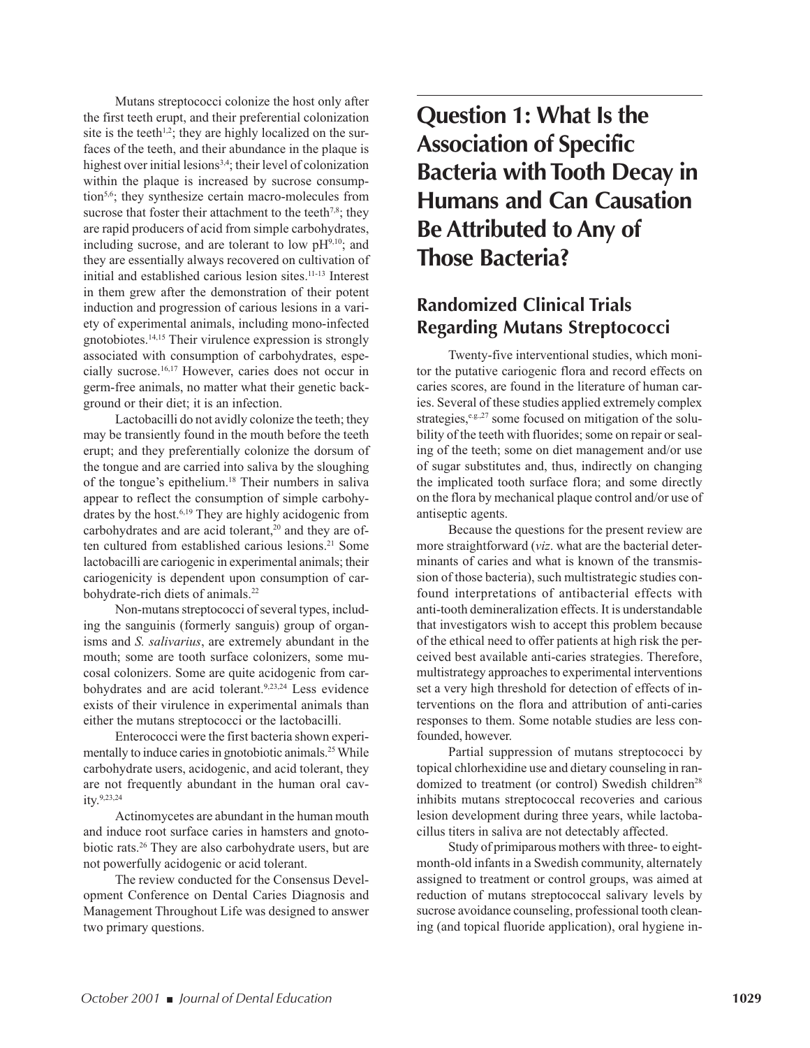Mutans streptococci colonize the host only after the first teeth erupt, and their preferential colonization site is the teeth[1,2]; they are highly localized on the surfaces of the teeth, and their abundance in the plaque is highest over initial lesions[3,4]; their level of colonization within the plaque is increased by sucrose consumption[5,6]; they synthesize certain macro-molecules from sucrose that foster their attachment to the teeth[7,8]; they are rapid producers of acid from simple carbohydrates, including sucrose, and are tolerant to low pH[9,10]; and they are essentially always recovered on cultivation of initial and established carious lesion sites.[11-13] Interest in them grew after the demonstration of their potent induction and progression of carious lesions in a variety of experimental animals, including mono-infected gnotobiotes.[14,15] Their virulence expression is strongly associated with consumption of carbohydrates, especially sucrose.[16,17] However, caries does not occur in germ-free animals, no matter what their genetic background or their diet; it is an infection.

Lactobacilli do not avidly colonize the teeth; they may be transiently found in the mouth before the teeth erupt; and they preferentially colonize the dorsum of the tongue and are carried into saliva by the sloughing of the tongue's epithelium.[18] Their numbers in saliva appear to reflect the consumption of simple carbohydrates by the host.[6,19] They are highly acidogenic from carbohydrates and are acid tolerant,[20] and they are often cultured from established carious lesions.[21] Some lactobacilli are cariogenic in experimental animals; their cariogenicity is dependent upon consumption of carbohydrate-rich diets of animals.[22]

Non-mutans streptococci of several types, including the sanguinis (formerly sanguis) group of organisms and *S. salivarius*, are extremely abundant in the mouth; some are tooth surface colonizers, some mucosal colonizers. Some are quite acidogenic from carbohydrates and are acid tolerant.[9,23,24] Less evidence exists of their virulence in experimental animals than either the mutans streptococci or the lactobacilli.

Enterococci were the first bacteria shown experimentally to induce caries in gnotobiotic animals.[25] While carbohydrate users, acidogenic, and acid tolerant, they are not frequently abundant in the human oral cavity.[9,23,24]

Actinomycetes are abundant in the human mouth and induce root surface caries in hamsters and gnotobiotic rats.[26] They are also carbohydrate users, but are not powerfully acidogenic or acid tolerant.

The review conducted for the Consensus Development Conference on Dental Caries Diagnosis and Management Throughout Life was designed to answer two primary questions.

# Question 1: What Is the Association of Specific Bacteria with Tooth Decay in Humans and Can Causation Be Attributed to Any of Those Bacteria?

## Randomized Clinical Trials Regarding Mutans Streptococci

Twenty-five interventional studies, which monitor the putative cariogenic flora and record effects on caries scores, are found in the literature of human caries. Several of these studies applied extremely complex strategies,[e.g.,27] some focused on mitigation of the solubility of the teeth with fluorides; some on repair or sealing of the teeth; some on diet management and/or use of sugar substitutes and, thus, indirectly on changing the implicated tooth surface flora; and some directly on the flora by mechanical plaque control and/or use of antiseptic agents.

Because the questions for the present review are more straightforward (*viz*. what are the bacterial determinants of caries and what is known of the transmission of those bacteria), such multistrategic studies confound interpretations of antibacterial effects with anti-tooth demineralization effects. It is understandable that investigators wish to accept this problem because of the ethical need to offer patients at high risk the perceived best available anti-caries strategies. Therefore, multistrategy approaches to experimental interventions set a very high threshold for detection of effects of interventions on the flora and attribution of anti-caries responses to them. Some notable studies are less confounded, however.

Partial suppression of mutans streptococci by topical chlorhexidine use and dietary counseling in randomized to treatment (or control) Swedish children[28] inhibits mutans streptococcal recoveries and carious lesion development during three years, while lactobacillus titers in saliva are not detectably affected.

Study of primiparous mothers with three- to eight-month-old infants in a Swedish community, alternately assigned to treatment or control groups, was aimed at reduction of mutans streptococcal salivary levels by sucrose avoidance counseling, professional tooth cleaning (and topical fluoride application), oral hygiene in-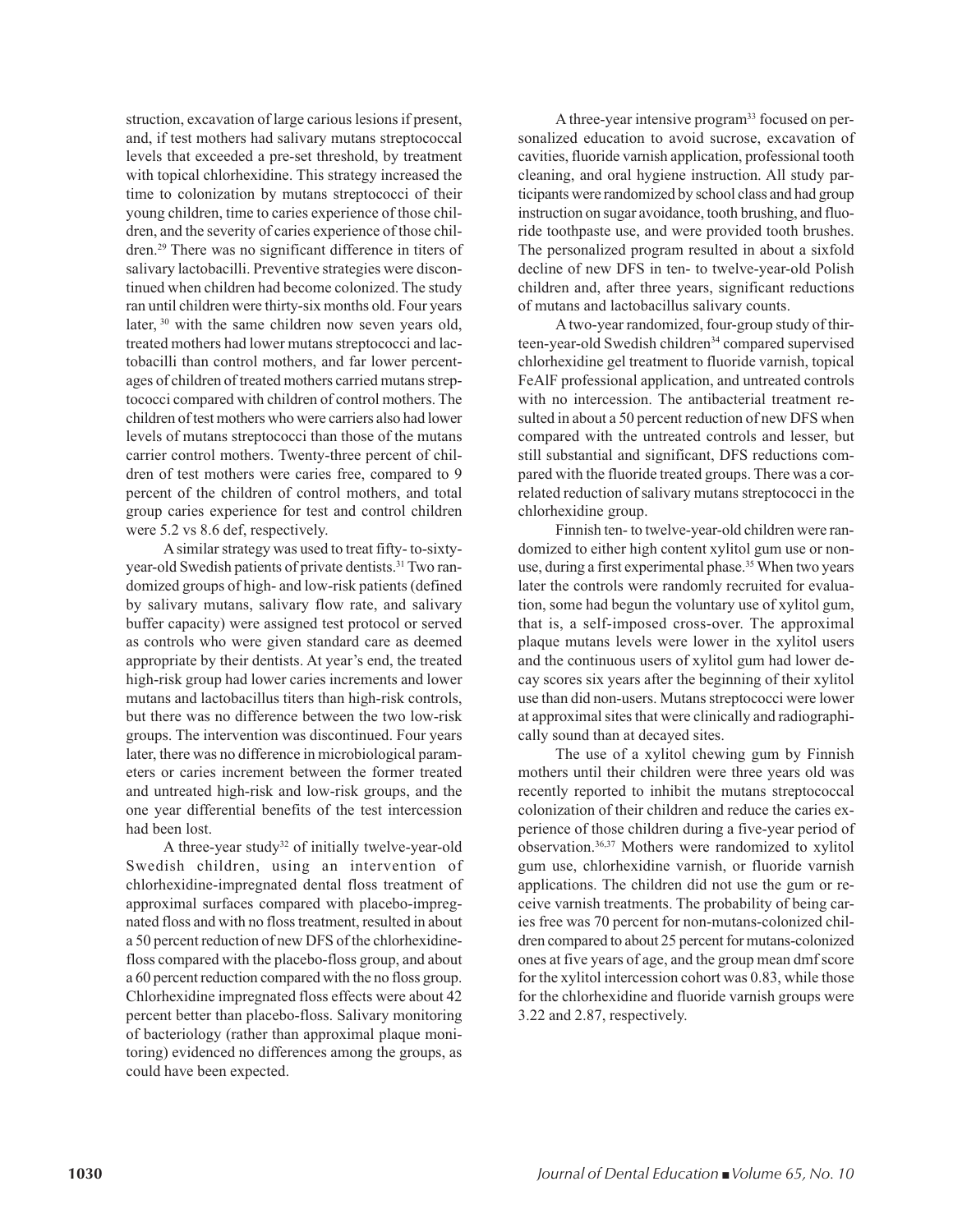struction, excavation of large carious lesions if present, and, if test mothers had salivary mutans streptococcal levels that exceeded a pre-set threshold, by treatment with topical chlorhexidine. This strategy increased the time to colonization by mutans streptococci of their young children, time to caries experience of those children, and the severity of caries experience of those children.[29] There was no significant difference in titers of salivary lactobacilli. Preventive strategies were discontinued when children had become colonized. The study ran until children were thirty-six months old. Four years later,[30] with the same children now seven years old, treated mothers had lower mutans streptococci and lactobacilli than control mothers, and far lower percentages of children of treated mothers carried mutans streptococci compared with children of control mothers. The children of test mothers who were carriers also had lower levels of mutans streptococci than those of the mutans carrier control mothers. Twenty-three percent of children of test mothers were caries free, compared to 9 percent of the children of control mothers, and total group caries experience for test and control children were 5.2 vs 8.6 def, respectively.

A similar strategy was used to treat fifty- to-sixty-year-old Swedish patients of private dentists.[31] Two randomized groups of high- and low-risk patients (defined by salivary mutans, salivary flow rate, and salivary buffer capacity) were assigned test protocol or served as controls who were given standard care as deemed appropriate by their dentists. At year's end, the treated high-risk group had lower caries increments and lower mutans and lactobacillus titers than high-risk controls, but there was no difference between the two low-risk groups. The intervention was discontinued. Four years later, there was no difference in microbiological parameters or caries increment between the former treated and untreated high-risk and low-risk groups, and the one year differential benefits of the test intercession had been lost.

A three-year study[32] of initially twelve-year-old Swedish children, using an intervention of chlorhexidine-impregnated dental floss treatment of approximal surfaces compared with placebo-impregnated floss and with no floss treatment, resulted in about a 50 percent reduction of new DFS of the chlorhexidine-floss compared with the placebo-floss group, and about a 60 percent reduction compared with the no floss group. Chlorhexidine impregnated floss effects were about 42 percent better than placebo-floss. Salivary monitoring of bacteriology (rather than approximal plaque monitoring) evidenced no differences among the groups, as could have been expected.

A three-year intensive program[33] focused on personalized education to avoid sucrose, excavation of cavities, fluoride varnish application, professional tooth cleaning, and oral hygiene instruction. All study participants were randomized by school class and had group instruction on sugar avoidance, tooth brushing, and fluoride toothpaste use, and were provided tooth brushes. The personalized program resulted in about a sixfold decline of new DFS in ten- to twelve-year-old Polish children and, after three years, significant reductions of mutans and lactobacillus salivary counts.

A two-year randomized, four-group study of thirteen-year-old Swedish children[34] compared supervised chlorhexidine gel treatment to fluoride varnish, topical FeAlF professional application, and untreated controls with no intercession. The antibacterial treatment resulted in about a 50 percent reduction of new DFS when compared with the untreated controls and lesser, but still substantial and significant, DFS reductions compared with the fluoride treated groups. There was a correlated reduction of salivary mutans streptococci in the chlorhexidine group.

Finnish ten- to twelve-year-old children were randomized to either high content xylitol gum use or non-use, during a first experimental phase.[35] When two years later the controls were randomly recruited for evaluation, some had begun the voluntary use of xylitol gum, that is, a self-imposed cross-over. The approximal plaque mutans levels were lower in the xylitol users and the continuous users of xylitol gum had lower decay scores six years after the beginning of their xylitol use than did non-users. Mutans streptococci were lower at approximal sites that were clinically and radiographically sound than at decayed sites.

The use of a xylitol chewing gum by Finnish mothers until their children were three years old was recently reported to inhibit the mutans streptococcal colonization of their children and reduce the caries experience of those children during a five-year period of observation.[36,37] Mothers were randomized to xylitol gum use, chlorhexidine varnish, or fluoride varnish applications. The children did not use the gum or receive varnish treatments. The probability of being caries free was 70 percent for non-mutans-colonized children compared to about 25 percent for mutans-colonized ones at five years of age, and the group mean dmf score for the xylitol intercession cohort was 0.83, while those for the chlorhexidine and fluoride varnish groups were 3.22 and 2.87, respectively.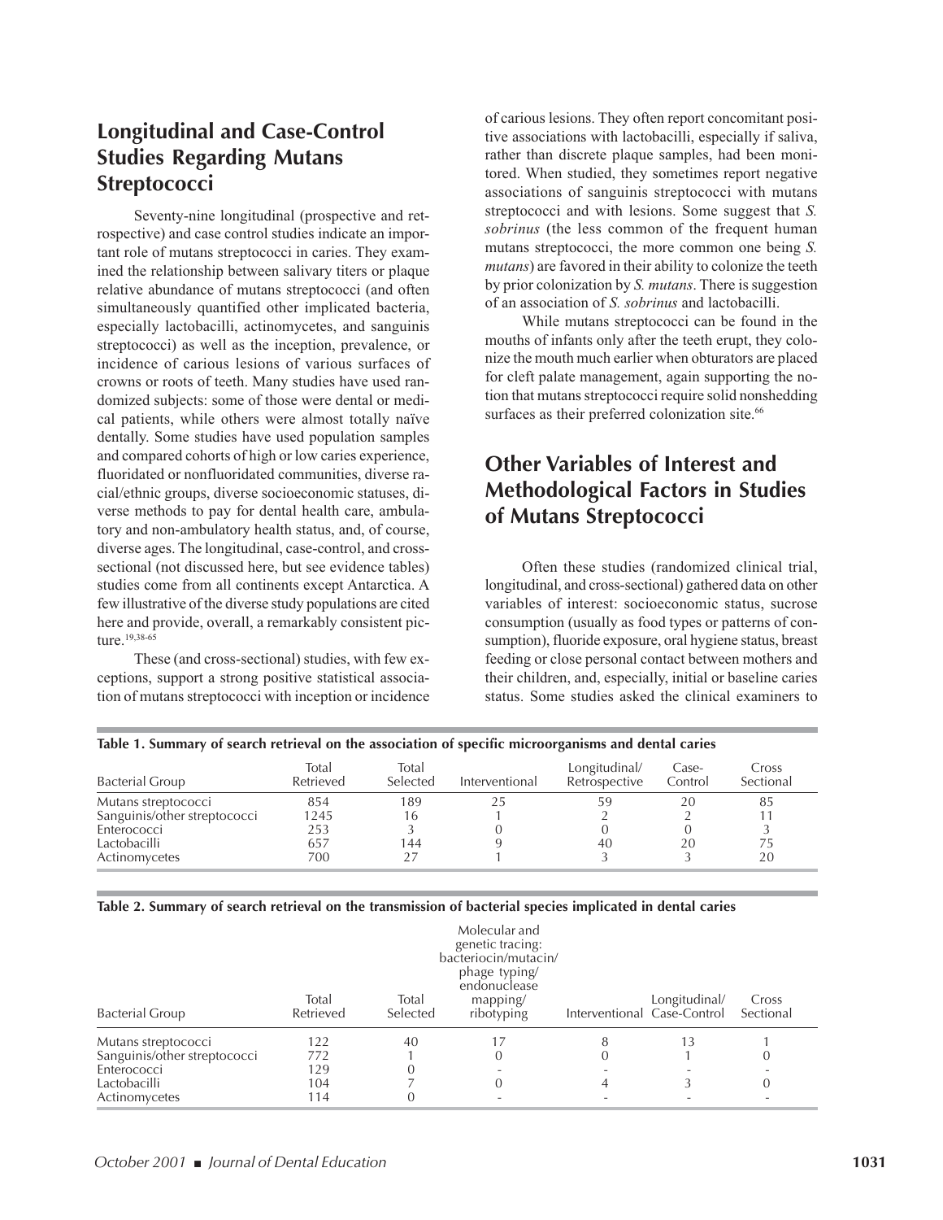## Longitudinal and Case-Control Studies Regarding Mutans Streptococci

Seventy-nine longitudinal (prospective and retrospective) and case control studies indicate an important role of mutans streptococci in caries. They examined the relationship between salivary titers or plaque relative abundance of mutans streptococci (and often simultaneously quantified other implicated bacteria, especially lactobacilli, actinomycetes, and sanguinis streptococci) as well as the inception, prevalence, or incidence of carious lesions of various surfaces of crowns or roots of teeth. Many studies have used randomized subjects: some of those were dental or medical patients, while others were almost totally naïve dentally. Some studies have used population samples and compared cohorts of high or low caries experience, fluoridated or nonfluoridated communities, diverse racial/ethnic groups, diverse socioeconomic statuses, diverse methods to pay for dental health care, ambulatory and non-ambulatory health status, and, of course, diverse ages. The longitudinal, case-control, and cross-sectional (not discussed here, but see evidence tables) studies come from all continents except Antarctica. A few illustrative of the diverse study populations are cited here and provide, overall, a remarkably consistent picture.[19,38-65]

These (and cross-sectional) studies, with few exceptions, support a strong positive statistical association of mutans streptococci with inception or incidence of carious lesions. They often report concomitant positive associations with lactobacilli, especially if saliva, rather than discrete plaque samples, had been monitored. When studied, they sometimes report negative associations of sanguinis streptococci with mutans streptococci and with lesions. Some suggest that *S. sobrinus* (the less common of the frequent human mutans streptococci, the more common one being *S. mutans*) are favored in their ability to colonize the teeth by prior colonization by *S. mutans*. There is suggestion of an association of *S. sobrinus* and lactobacilli.

While mutans streptococci can be found in the mouths of infants only after the teeth erupt, they colonize the mouth much earlier when obturators are placed for cleft palate management, again supporting the notion that mutans streptococci require solid nonshedding surfaces as their preferred colonization site.[66]

## Other Variables of Interest and Methodological Factors in Studies of Mutans Streptococci

Often these studies (randomized clinical trial, longitudinal, and cross-sectional) gathered data on other variables of interest: socioeconomic status, sucrose consumption (usually as food types or patterns of consumption), fluoride exposure, oral hygiene status, breast feeding or close personal contact between mothers and their children, and, especially, initial or baseline caries status. Some studies asked the clinical examiners to

**Table 1. Summary of search retrieval on the association of specific microorganisms and dental caries**

| Bacterial Group | Total Retrieved | Total Selected | Interventional | Longitudinal/ Retrospective | Case-Control | Cross Sectional |
|---|---|---|---|---|---|---|
| Mutans streptococci | 854 | 189 | 25 | 59 | 20 | 85 |
| Sanguinis/other streptococci | 1245 | 16 | 1 | 2 | 2 | 11 |
| Enterococci | 253 | 3 | 0 | 0 | 0 | 3 |
| Lactobacilli | 657 | 144 | 9 | 40 | 20 | 75 |
| Actinomycetes | 700 | 27 | 1 | 3 | 3 | 20 |

**Table 2. Summary of search retrieval on the transmission of bacterial species implicated in dental caries**

| Bacterial Group | Total Retrieved | Total Selected | Molecular and genetic tracing: bacteriocin/mutacin/ phage typing/ endonuclease mapping/ ribotyping | Interventional | Longitudinal/ Case-Control | Cross Sectional |
|---|---|---|---|---|---|---|
| Mutans streptococci | 122 | 40 | 17 | 8 | 13 | 1 |
| Sanguinis/other streptococci | 772 | 1 | 0 | 0 | 1 | 0 |
| Enterococci | 129 | 0 | - | - | - | - |
| Lactobacilli | 104 | 7 | 0 | 4 | 3 | 0 |
| Actinomycetes | 114 | 0 | - | - | - | - |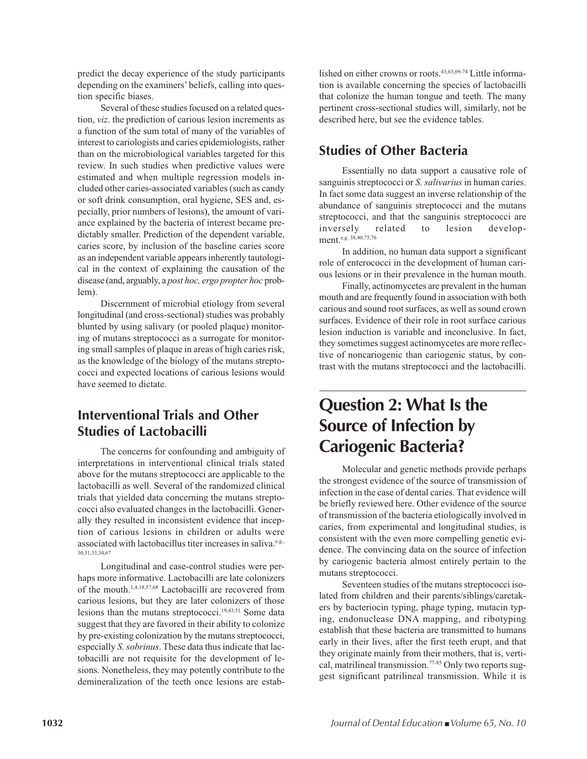predict the decay experience of the study participants depending on the examiners' beliefs, calling into question specific biases.

Several of these studies focused on a related question, *viz*. the prediction of carious lesion increments as a function of the sum total of many of the variables of interest to cariologists and caries epidemiologists, rather than on the microbiological variables targeted for this review. In such studies when predictive values were estimated and when multiple regression models included other caries-associated variables (such as candy or soft drink consumption, oral hygiene, SES and, especially, prior numbers of lesions), the amount of variance explained by the bacteria of interest became predictably smaller. Prediction of the dependent variable, caries score, by inclusion of the baseline caries score as an independent variable appears inherently tautological in the context of explaining the causation of the disease (and, arguably, a *post hoc, ergo propter hoc* problem).

Discernment of microbial etiology from several longitudinal (and cross-sectional) studies was probably blunted by using salivary (or pooled plaque) monitoring of mutans streptococci as a surrogate for monitoring small samples of plaque in areas of high caries risk, as the knowledge of the biology of the mutans streptococci and expected locations of carious lesions would have seemed to dictate.

## Interventional Trials and Other Studies of Lactobacilli

The concerns for confounding and ambiguity of interpretations in interventional clinical trials stated above for the mutans streptococci are applicable to the lactobacilli as well. Several of the randomized clinical trials that yielded data concerning the mutans streptococci also evaluated changes in the lactobacilli. Generally they resulted in inconsistent evidence that inception of carious lesions in children or adults were associated with lactobacillus titer increases in saliva.[e.g., 30,31,33,34,67]

Longitudinal and case-control studies were perhaps more informative. Lactobacilli are late colonizers of the mouth.[1,4,18,57,68] Lactobacilli are recovered from carious lesions, but they are later colonizers of those lesions than the mutans streptococci.[19,43,51] Some data suggest that they are favored in their ability to colonize by pre-existing colonization by the mutans streptococci, especially *S. sobrinus*. These data thus indicate that lactobacilli are not requisite for the development of lesions. Nonetheless, they may potently contribute to the demineralization of the teeth once lesions are established on either crowns or roots.[43,63,69-74] Little information is available concerning the species of lactobacilli that colonize the human tongue and teeth. The many pertinent cross-sectional studies will, similarly, not be described here, but see the evidence tables.

## Studies of Other Bacteria

Essentially no data support a causative role of sanguinis streptococci or *S. salivarius* in human caries. In fact some data suggest an inverse relationship of the abundance of sanguinis streptococci and the mutans streptococci, and that the sanguinis streptococci are inversely related to lesion development.[e.g. 38,40,75,76]

In addition, no human data support a significant role of enterococci in the development of human carious lesions or in their prevalence in the human mouth.

Finally, actinomycetes are prevalent in the human mouth and are frequently found in association with both carious and sound root surfaces, as well as sound crown surfaces. Evidence of their role in root surface carious lesion induction is variable and inconclusive. In fact, they sometimes suggest actinomycetes are more reflective of noncariogenic than cariogenic status, by contrast with the mutans streptococci and the lactobacilli.

# Question 2: What Is the Source of Infection by Cariogenic Bacteria?

Molecular and genetic methods provide perhaps the strongest evidence of the source of transmission of infection in the case of dental caries. That evidence will be briefly reviewed here. Other evidence of the source of transmission of the bacteria etiologically involved in caries, from experimental and longitudinal studies, is consistent with the even more compelling genetic evidence. The convincing data on the source of infection by cariogenic bacteria almost entirely pertain to the mutans streptococci.

Seventeen studies of the mutans streptococci isolated from children and their parents/siblings/caretakers by bacteriocin typing, phage typing, mutacin typing, endonuclease DNA mapping, and ribotyping establish that these bacteria are transmitted to humans early in their lives, after the first teeth erupt, and that they originate mainly from their mothers, that is, vertical, matrilineal transmission.[77-85] Only two reports suggest significant patrilineal transmission. While it is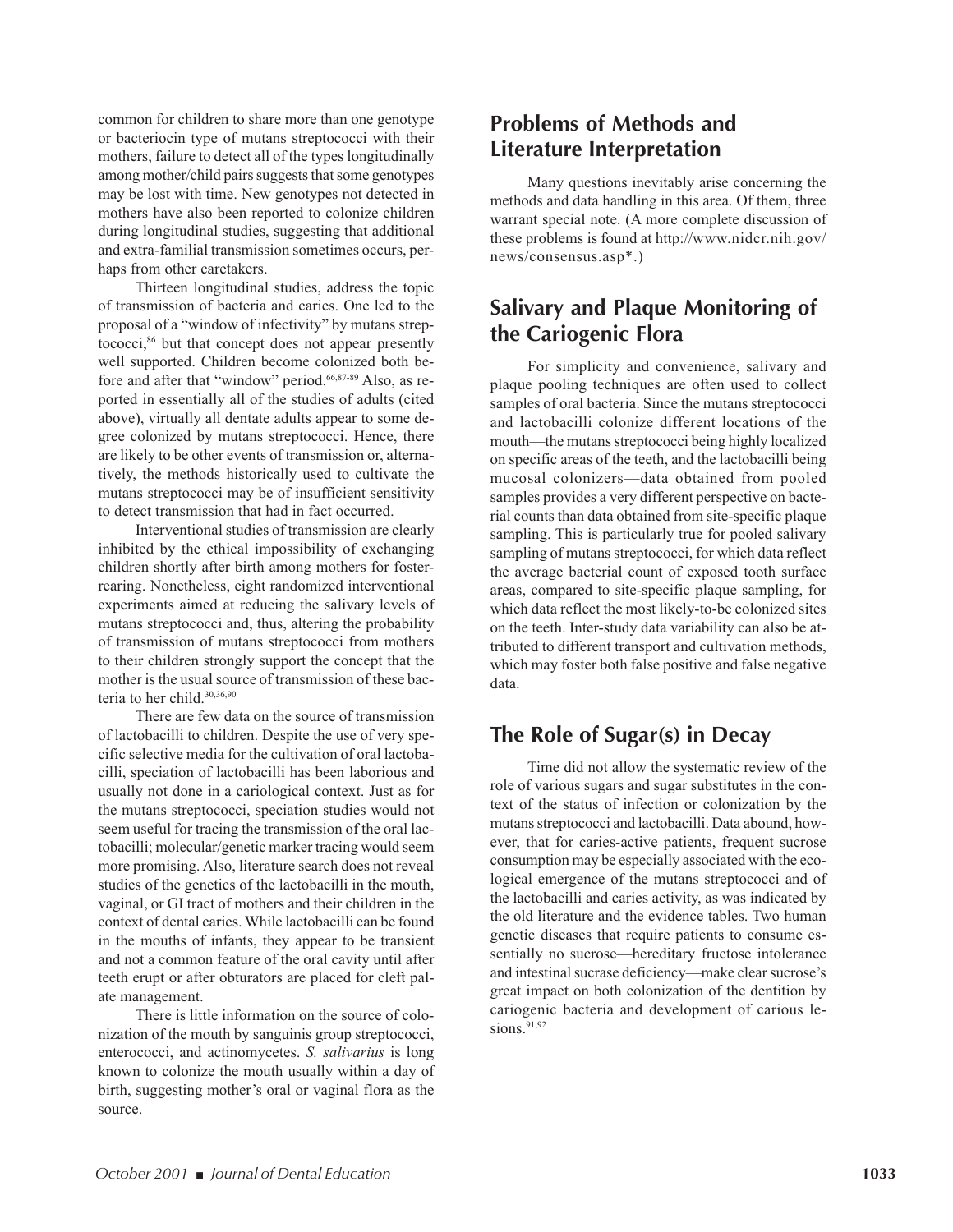common for children to share more than one genotype or bacteriocin type of mutans streptococci with their mothers, failure to detect all of the types longitudinally among mother/child pairs suggests that some genotypes may be lost with time. New genotypes not detected in mothers have also been reported to colonize children during longitudinal studies, suggesting that additional and extra-familial transmission sometimes occurs, perhaps from other caretakers.

Thirteen longitudinal studies, address the topic of transmission of bacteria and caries. One led to the proposal of a "window of infectivity" by mutans streptococci,[86] but that concept does not appear presently well supported. Children become colonized both before and after that "window" period.[66,87-89] Also, as reported in essentially all of the studies of adults (cited above), virtually all dentate adults appear to some degree colonized by mutans streptococci. Hence, there are likely to be other events of transmission or, alternatively, the methods historically used to cultivate the mutans streptococci may be of insufficient sensitivity to detect transmission that had in fact occurred.

Interventional studies of transmission are clearly inhibited by the ethical impossibility of exchanging children shortly after birth among mothers for foster-rearing. Nonetheless, eight randomized interventional experiments aimed at reducing the salivary levels of mutans streptococci and, thus, altering the probability of transmission of mutans streptococci from mothers to their children strongly support the concept that the mother is the usual source of transmission of these bacteria to her child.[30,36,90]

There are few data on the source of transmission of lactobacilli to children. Despite the use of very specific selective media for the cultivation of oral lactobacilli, speciation of lactobacilli has been laborious and usually not done in a cariological context. Just as for the mutans streptococci, speciation studies would not seem useful for tracing the transmission of the oral lactobacilli; molecular/genetic marker tracing would seem more promising. Also, literature search does not reveal studies of the genetics of the lactobacilli in the mouth, vaginal, or GI tract of mothers and their children in the context of dental caries. While lactobacilli can be found in the mouths of infants, they appear to be transient and not a common feature of the oral cavity until after teeth erupt or after obturators are placed for cleft palate management.

There is little information on the source of colonization of the mouth by sanguinis group streptococci, enterococci, and actinomycetes. *S. salivarius* is long known to colonize the mouth usually within a day of birth, suggesting mother's oral or vaginal flora as the source.

## Problems of Methods and Literature Interpretation

Many questions inevitably arise concerning the methods and data handling in this area. Of them, three warrant special note. (A more complete discussion of these problems is found at http://www.nidcr.nih.gov/news/consensus.asp*.)

## Salivary and Plaque Monitoring of the Cariogenic Flora

For simplicity and convenience, salivary and plaque pooling techniques are often used to collect samples of oral bacteria. Since the mutans streptococci and lactobacilli colonize different locations of the mouth—the mutans streptococci being highly localized on specific areas of the teeth, and the lactobacilli being mucosal colonizers—data obtained from pooled samples provides a very different perspective on bacterial counts than data obtained from site-specific plaque sampling. This is particularly true for pooled salivary sampling of mutans streptococci, for which data reflect the average bacterial count of exposed tooth surface areas, compared to site-specific plaque sampling, for which data reflect the most likely-to-be colonized sites on the teeth. Inter-study data variability can also be attributed to different transport and cultivation methods, which may foster both false positive and false negative data.

## The Role of Sugar(s) in Decay

Time did not allow the systematic review of the role of various sugars and sugar substitutes in the context of the status of infection or colonization by the mutans streptococci and lactobacilli. Data abound, however, that for caries-active patients, frequent sucrose consumption may be especially associated with the ecological emergence of the mutans streptococci and of the lactobacilli and caries activity, as was indicated by the old literature and the evidence tables. Two human genetic diseases that require patients to consume essentially no sucrose—hereditary fructose intolerance and intestinal sucrase deficiency—make clear sucrose's great impact on both colonization of the dentition by cariogenic bacteria and development of carious lesions.[91,92]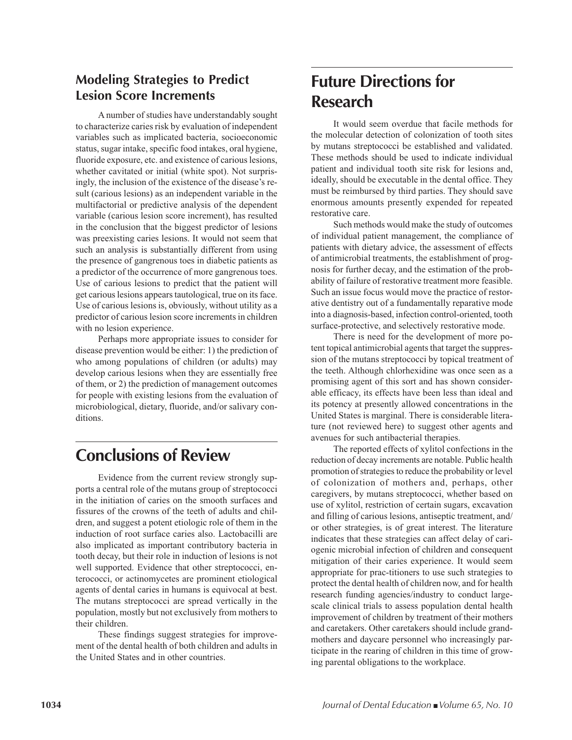### Modeling Strategies to Predict Lesion Score Increments

A number of studies have understandably sought to characterize caries risk by evaluation of independent variables such as implicated bacteria, socioeconomic status, sugar intake, specific food intakes, oral hygiene, fluoride exposure, etc. and existence of carious lesions, whether cavitated or initial (white spot). Not surprisingly, the inclusion of the existence of the disease's result (carious lesions) as an independent variable in the multifactorial or predictive analysis of the dependent variable (carious lesion score increment), has resulted in the conclusion that the biggest predictor of lesions was preexisting caries lesions. It would not seem that such an analysis is substantially different from using the presence of gangrenous toes in diabetic patients as a predictor of the occurrence of more gangrenous toes. Use of carious lesions to predict that the patient will get carious lesions appears tautological, true on its face. Use of carious lesions is, obviously, without utility as a predictor of carious lesion score increments in children with no lesion experience.

Perhaps more appropriate issues to consider for disease prevention would be either: 1) the prediction of who among populations of children (or adults) may develop carious lesions when they are essentially free of them, or 2) the prediction of management outcomes for people with existing lesions from the evaluation of microbiological, dietary, fluoride, and/or salivary conditions.

## Conclusions of Review

Evidence from the current review strongly supports a central role of the mutans group of streptococci in the initiation of caries on the smooth surfaces and fissures of the crowns of the teeth of adults and children, and suggest a potent etiologic role of them in the induction of root surface caries also. Lactobacilli are also implicated as important contributory bacteria in tooth decay, but their role in induction of lesions is not well supported. Evidence that other streptococci, enterococci, or actinomycetes are prominent etiological agents of dental caries in humans is equivocal at best. The mutans streptococci are spread vertically in the population, mostly but not exclusively from mothers to their children.

These findings suggest strategies for improvement of the dental health of both children and adults in the United States and in other countries.

## Future Directions for Research

It would seem overdue that facile methods for the molecular detection of colonization of tooth sites by mutans streptococci be established and validated. These methods should be used to indicate individual patient and individual tooth site risk for lesions and, ideally, should be executable in the dental office. They must be reimbursed by third parties. They should save enormous amounts presently expended for repeated restorative care.

Such methods would make the study of outcomes of individual patient management, the compliance of patients with dietary advice, the assessment of effects of antimicrobial treatments, the establishment of prognosis for further decay, and the estimation of the probability of failure of restorative treatment more feasible. Such an issue focus would move the practice of restorative dentistry out of a fundamentally reparative mode into a diagnosis-based, infection control-oriented, tooth surface-protective, and selectively restorative mode.

There is need for the development of more potent topical antimicrobial agents that target the suppression of the mutans streptococci by topical treatment of the teeth. Although chlorhexidine was once seen as a promising agent of this sort and has shown considerable efficacy, its effects have been less than ideal and its potency at presently allowed concentrations in the United States is marginal. There is considerable literature (not reviewed here) to suggest other agents and avenues for such antibacterial therapies.

The reported effects of xylitol confections in the reduction of decay increments are notable. Public health promotion of strategies to reduce the probability or level of colonization of mothers and, perhaps, other caregivers, by mutans streptococci, whether based on use of xylitol, restriction of certain sugars, excavation and filling of carious lesions, antiseptic treatment, and/or other strategies, is of great interest. The literature indicates that these strategies can affect delay of cariogenic microbial infection of children and consequent mitigation of their caries experience. It would seem appropriate for prac-titioners to use such strategies to protect the dental health of children now, and for health research funding agencies/industry to conduct large-scale clinical trials to assess population dental health improvement of children by treatment of their mothers and caretakers. Other caretakers should include grandmothers and daycare personnel who increasingly participate in the rearing of children in this time of growing parental obligations to the workplace.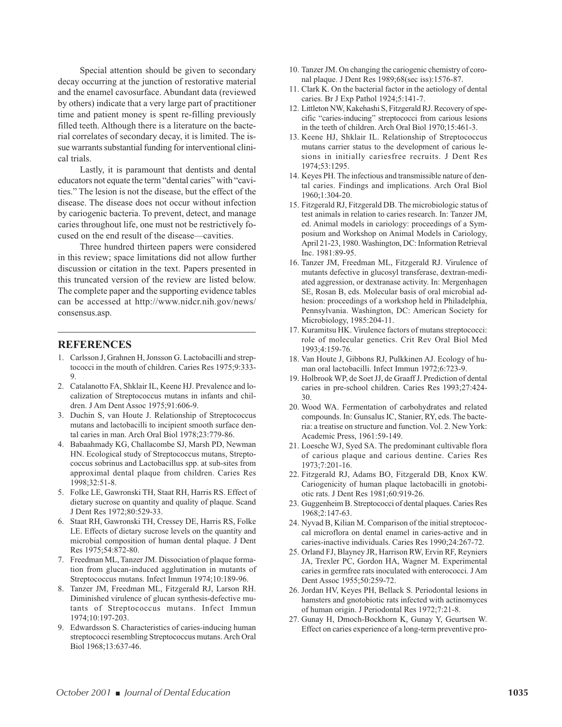Special attention should be given to secondary decay occurring at the junction of restorative material and the enamel cavosurface. Abundant data (reviewed by others) indicate that a very large part of practitioner time and patient money is spent re-filling previously filled teeth. Although there is a literature on the bacterial correlates of secondary decay, it is limited. The issue warrants substantial funding for interventional clinical trials.

Lastly, it is paramount that dentists and dental educators not equate the term "dental caries" with "cavities." The lesion is not the disease, but the effect of the disease. The disease does not occur without infection by cariogenic bacteria. To prevent, detect, and manage caries throughout life, one must not be restrictively focused on the end result of the disease—cavities.

Three hundred thirteen papers were considered in this review; space limitations did not allow further discussion or citation in the text. Papers presented in this truncated version of the review are listed below. The complete paper and the supporting evidence tables can be accessed at http://www.nidcr.nih.gov/news/consensus.asp.

## REFERENCES

1. Carlsson J, Grahnen H, Jonsson G. Lactobacilli and streptococci in the mouth of children. Caries Res 1975;9:333-9.
2. Catalanotto FA, Shklair IL, Keene HJ. Prevalence and localization of Streptococcus mutans in infants and children. J Am Dent Assoc 1975;91:606-9.
3. Duchin S, van Houte J. Relationship of Streptococcus mutans and lactobacilli to incipient smooth surface dental caries in man. Arch Oral Biol 1978;23:779-86.
4. Babaahmady KG, Challacombe SJ, Marsh PD, Newman HN. Ecological study of Streptococcus mutans, Streptococcus sobrinus and Lactobacillus spp. at sub-sites from approximal dental plaque from children. Caries Res 1998;32:51-8.
5. Folke LE, Gawronski TH, Staat RH, Harris RS. Effect of dietary sucrose on quantity and quality of plaque. Scand J Dent Res 1972;80:529-33.
6. Staat RH, Gawronski TH, Cressey DE, Harris RS, Folke LE. Effects of dietary sucrose levels on the quantity and microbial composition of human dental plaque. J Dent Res 1975;54:872-80.
7. Freedman ML, Tanzer JM. Dissociation of plaque formation from glucan-induced agglutination in mutants of Streptococcus mutans. Infect Immun 1974;10:189-96.
8. Tanzer JM, Freedman ML, Fitzgerald RJ, Larson RH. Diminished virulence of glucan synthesis-defective mutants of Streptococcus mutans. Infect Immun 1974;10:197-203.
9. Edwardsson S. Characteristics of caries-inducing human streptococci resembling Streptococcus mutans. Arch Oral Biol 1968;13:637-46.
10. Tanzer JM. On changing the cariogenic chemistry of coronal plaque. J Dent Res 1989;68(sec iss):1576-87.
11. Clark K. On the bacterial factor in the aetiology of dental caries. Br J Exp Pathol 1924;5:141-7.
12. Littleton NW, Kakehashi S, Fitzgerald RJ. Recovery of specific "caries-inducing" streptococci from carious lesions in the teeth of children. Arch Oral Biol 1970;15:461-3.
13. Keene HJ, Shklair IL. Relationship of Streptococcus mutans carrier status to the development of carious lesions in initially cariesfree recruits. J Dent Res 1974;53:1295.
14. Keyes PH. The infectious and transmissible nature of dental caries. Findings and implications. Arch Oral Biol 1960;1:304-20.
15. Fitzgerald RJ, Fitzgerald DB. The microbiologic status of test animals in relation to caries research. In: Tanzer JM, ed. Animal models in cariology: proceedings of a Symposium and Workshop on Animal Models in Cariology, April 21-23, 1980. Washington, DC: Information Retrieval Inc. 1981:89-95.
16. Tanzer JM, Freedman ML, Fitzgerald RJ. Virulence of mutants defective in glucosyl transferase, dextran-mediated aggression, or dextranase activity. In: Mergenhagen SE, Rosan B, eds. Molecular basis of oral microbial adhesion: proceedings of a workshop held in Philadelphia, Pennsylvania. Washington, DC: American Society for Microbiology, 1985:204-11.
17. Kuramitsu HK. Virulence factors of mutans streptococci: role of molecular genetics. Crit Rev Oral Biol Med 1993;4:159-76.
18. Van Houte J, Gibbons RJ, Pulkkinen AJ. Ecology of human oral lactobacilli. Infect Immun 1972;6:723-9.
19. Holbrook WP, de Soet JJ, de Graaff J. Prediction of dental caries in pre-school children. Caries Res 1993;27:424-30.
20. Wood WA. Fermentation of carbohydrates and related compounds. In: Gunsalus IC, Stanier, RY, eds. The bacteria: a treatise on structure and function. Vol. 2. New York: Academic Press, 1961:59-149.
21. Loesche WJ, Syed SA. The predominant cultivable flora of carious plaque and carious dentine. Caries Res 1973;7:201-16.
22. Fitzgerald RJ, Adams BO, Fitzgerald DB, Knox KW. Cariogenicity of human plaque lactobacilli in gnotobiotic rats. J Dent Res 1981;60:919-26.
23. Guggenheim B. Streptococci of dental plaques. Caries Res 1968;2:147-63.
24. Nyvad B, Kilian M. Comparison of the initial streptococcal microflora on dental enamel in caries-active and in caries-inactive individuals. Caries Res 1990;24:267-72.
25. Orland FJ, Blayney JR, Harrison RW, Ervin RF, Reyniers JA, Trexler PC, Gordon HA, Wagner M. Experimental caries in germfree rats inoculated with enterococci. J Am Dent Assoc 1955;50:259-72.
26. Jordan HV, Keyes PH, Bellack S. Periodontal lesions in hamsters and gnotobiotic rats infected with actinomyces of human origin. J Periodontal Res 1972;7:21-8.
27. Gunay H, Dmoch-Bockhorn K, Gunay Y, Geurtsen W. Effect on caries experience of a long-term preventive pro-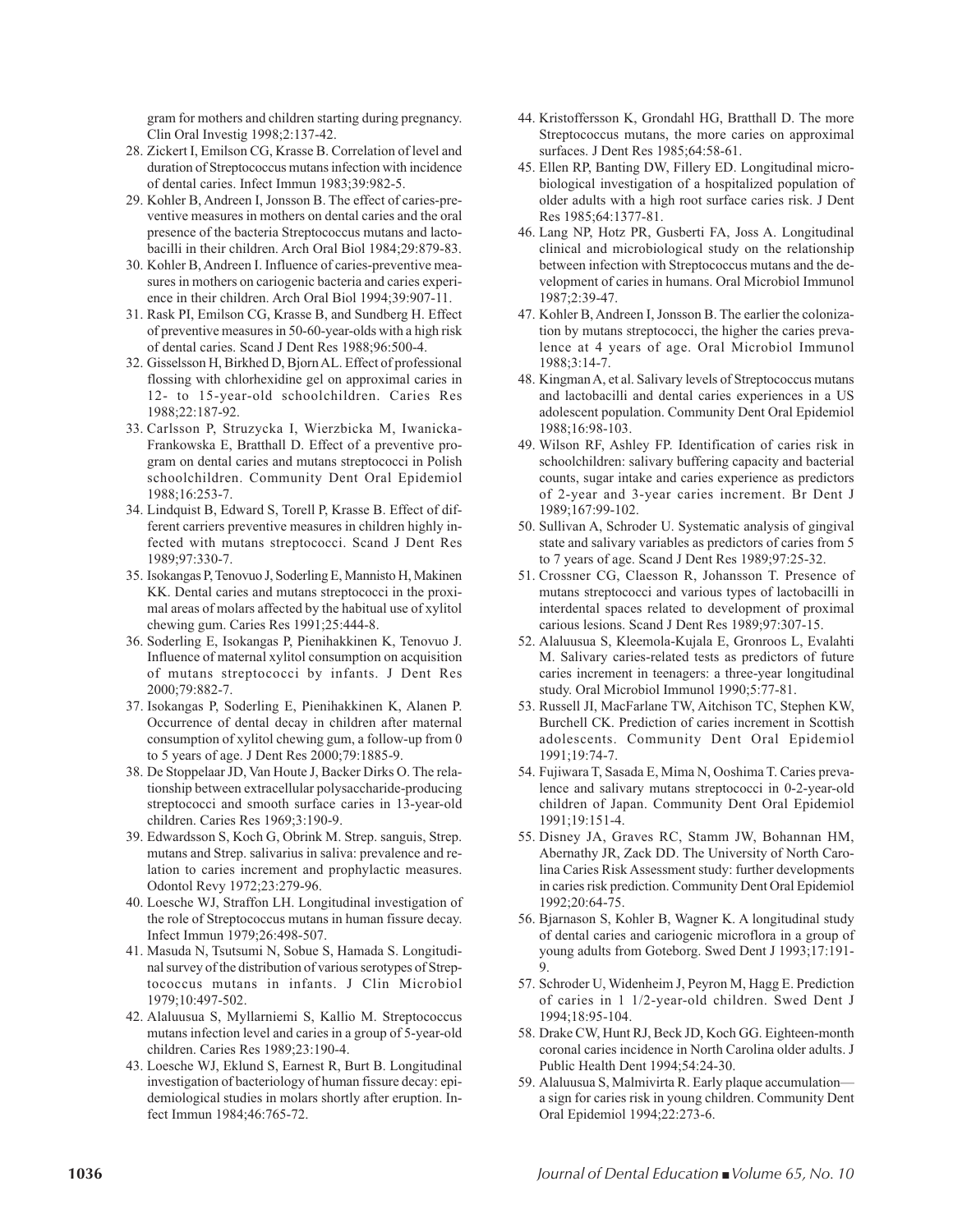gram for mothers and children starting during pregnancy. Clin Oral Investig 1998;2:137-42.

28. Zickert I, Emilson CG, Krasse B. Correlation of level and duration of Streptococcus mutans infection with incidence of dental caries. Infect Immun 1983;39:982-5.
29. Kohler B, Andreen I, Jonsson B. The effect of caries-preventive measures in mothers on dental caries and the oral presence of the bacteria Streptococcus mutans and lactobacilli in their children. Arch Oral Biol 1984;29:879-83.
30. Kohler B, Andreen I. Influence of caries-preventive measures in mothers on cariogenic bacteria and caries experience in their children. Arch Oral Biol 1994;39:907-11.
31. Rask PI, Emilson CG, Krasse B, and Sundberg H. Effect of preventive measures in 50-60-year-olds with a high risk of dental caries. Scand J Dent Res 1988;96:500-4.
32. Gisselsson H, Birkhed D, Bjorn AL. Effect of professional flossing with chlorhexidine gel on approximal caries in 12- to 15-year-old schoolchildren. Caries Res 1988;22:187-92.
33. Carlsson P, Struzycka I, Wierzbicka M, Iwanicka-Frankowska E, Bratthall D. Effect of a preventive program on dental caries and mutans streptococci in Polish schoolchildren. Community Dent Oral Epidemiol 1988;16:253-7.
34. Lindquist B, Edward S, Torell P, Krasse B. Effect of different carriers preventive measures in children highly infected with mutans streptococci. Scand J Dent Res 1989;97:330-7.
35. Isokangas P, Tenovuo J, Soderling E, Mannisto H, Makinen KK. Dental caries and mutans streptococci in the proximal areas of molars affected by the habitual use of xylitol chewing gum. Caries Res 1991;25:444-8.
36. Soderling E, Isokangas P, Pienihakkinen K, Tenovuo J. Influence of maternal xylitol consumption on acquisition of mutans streptococci by infants. J Dent Res 2000;79:882-7.
37. Isokangas P, Soderling E, Pienihakkinen K, Alanen P. Occurrence of dental decay in children after maternal consumption of xylitol chewing gum, a follow-up from 0 to 5 years of age. J Dent Res 2000;79:1885-9.
38. De Stoppelaar JD, Van Houte J, Backer Dirks O. The relationship between extracellular polysaccharide-producing streptococci and smooth surface caries in 13-year-old children. Caries Res 1969;3:190-9.
39. Edwardsson S, Koch G, Obrink M. Strep. sanguis, Strep. mutans and Strep. salivarius in saliva: prevalence and relation to caries increment and prophylactic measures. Odontol Revy 1972;23:279-96.
40. Loesche WJ, Straffon LH. Longitudinal investigation of the role of Streptococcus mutans in human fissure decay. Infect Immun 1979;26:498-507.
41. Masuda N, Tsutsumi N, Sobue S, Hamada S. Longitudinal survey of the distribution of various serotypes of Streptococcus mutans in infants. J Clin Microbiol 1979;10:497-502.
42. Alaluusua S, Myllarniemi S, Kallio M. Streptococcus mutans infection level and caries in a group of 5-year-old children. Caries Res 1989;23:190-4.
43. Loesche WJ, Eklund S, Earnest R, Burt B. Longitudinal investigation of bacteriology of human fissure decay: epidemiological studies in molars shortly after eruption. Infect Immun 1984;46:765-72.
44. Kristoffersson K, Grondahl HG, Bratthall D. The more Streptococcus mutans, the more caries on approximal surfaces. J Dent Res 1985;64:58-61.
45. Ellen RP, Banting DW, Fillery ED. Longitudinal microbiological investigation of a hospitalized population of older adults with a high root surface caries risk. J Dent Res 1985;64:1377-81.
46. Lang NP, Hotz PR, Gusberti FA, Joss A. Longitudinal clinical and microbiological study on the relationship between infection with Streptococcus mutans and the development of caries in humans. Oral Microbiol Immunol 1987;2:39-47.
47. Kohler B, Andreen I, Jonsson B. The earlier the colonization by mutans streptococci, the higher the caries prevalence at 4 years of age. Oral Microbiol Immunol 1988;3:14-7.
48. Kingman A, et al. Salivary levels of Streptococcus mutans and lactobacilli and dental caries experiences in a US adolescent population. Community Dent Oral Epidemiol 1988;16:98-103.
49. Wilson RF, Ashley FP. Identification of caries risk in schoolchildren: salivary buffering capacity and bacterial counts, sugar intake and caries experience as predictors of 2-year and 3-year caries increment. Br Dent J 1989;167:99-102.
50. Sullivan A, Schroder U. Systematic analysis of gingival state and salivary variables as predictors of caries from 5 to 7 years of age. Scand J Dent Res 1989;97:25-32.
51. Crossner CG, Claesson R, Johansson T. Presence of mutans streptococci and various types of lactobacilli in interdental spaces related to development of proximal carious lesions. Scand J Dent Res 1989;97:307-15.
52. Alaluusua S, Kleemola-Kujala E, Gronroos L, Evalahti M. Salivary caries-related tests as predictors of future caries increment in teenagers: a three-year longitudinal study. Oral Microbiol Immunol 1990;5:77-81.
53. Russell JI, MacFarlane TW, Aitchison TC, Stephen KW, Burchell CK. Prediction of caries increment in Scottish adolescents. Community Dent Oral Epidemiol 1991;19:74-7.
54. Fujiwara T, Sasada E, Mima N, Ooshima T. Caries prevalence and salivary mutans streptococci in 0-2-year-old children of Japan. Community Dent Oral Epidemiol 1991;19:151-4.
55. Disney JA, Graves RC, Stamm JW, Bohannan HM, Abernathy JR, Zack DD. The University of North Carolina Caries Risk Assessment study: further developments in caries risk prediction. Community Dent Oral Epidemiol 1992;20:64-75.
56. Bjarnason S, Kohler B, Wagner K. A longitudinal study of dental caries and cariogenic microflora in a group of young adults from Goteborg. Swed Dent J 1993;17:191-9.
57. Schroder U, Widenheim J, Peyron M, Hagg E. Prediction of caries in 1 1/2-year-old children. Swed Dent J 1994;18:95-104.
58. Drake CW, Hunt RJ, Beck JD, Koch GG. Eighteen-month coronal caries incidence in North Carolina older adults. J Public Health Dent 1994;54:24-30.
59. Alaluusua S, Malmivirta R. Early plaque accumulation—a sign for caries risk in young children. Community Dent Oral Epidemiol 1994;22:273-6.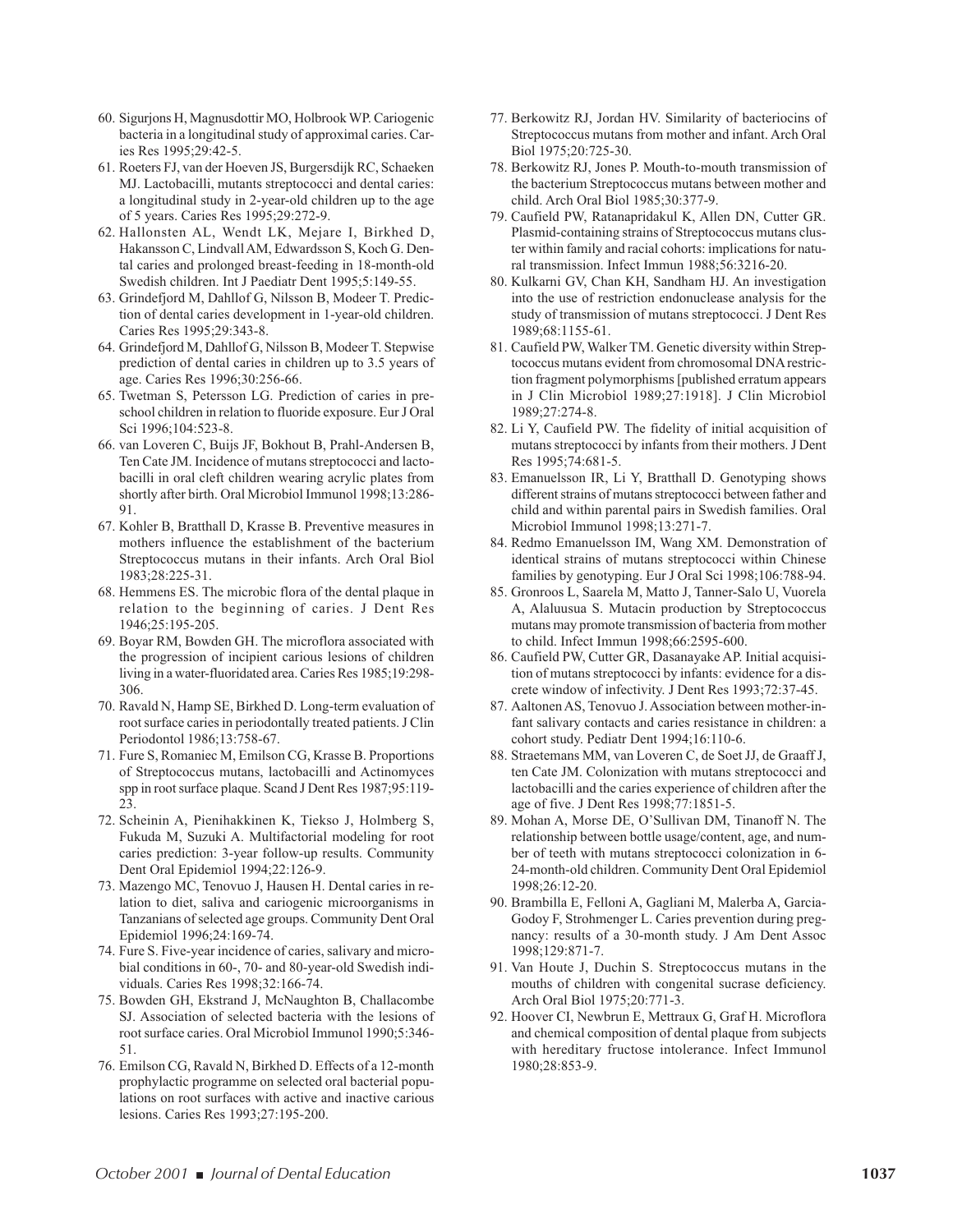60. Sigurjons H, Magnusdottir MO, Holbrook WP. Cariogenic bacteria in a longitudinal study of approximal caries. Caries Res 1995;29:42-5.
61. Roeters FJ, van der Hoeven JS, Burgersdijk RC, Schaeken MJ. Lactobacilli, mutants streptococci and dental caries: a longitudinal study in 2-year-old children up to the age of 5 years. Caries Res 1995;29:272-9.
62. Hallonsten AL, Wendt LK, Mejare I, Birkhed D, Hakansson C, Lindvall AM, Edwardsson S, Koch G. Dental caries and prolonged breast-feeding in 18-month-old Swedish children. Int J Paediatr Dent 1995;5:149-55.
63. Grindefjord M, Dahllof G, Nilsson B, Modeer T. Prediction of dental caries development in 1-year-old children. Caries Res 1995;29:343-8.
64. Grindefjord M, Dahllof G, Nilsson B, Modeer T. Stepwise prediction of dental caries in children up to 3.5 years of age. Caries Res 1996;30:256-66.
65. Twetman S, Petersson LG. Prediction of caries in preschool children in relation to fluoride exposure. Eur J Oral Sci 1996;104:523-8.
66. van Loveren C, Buijs JF, Bokhout B, Prahl-Andersen B, Ten Cate JM. Incidence of mutans streptococci and lactobacilli in oral cleft children wearing acrylic plates from shortly after birth. Oral Microbiol Immunol 1998;13:286-91.
67. Kohler B, Bratthall D, Krasse B. Preventive measures in mothers influence the establishment of the bacterium Streptococcus mutans in their infants. Arch Oral Biol 1983;28:225-31.
68. Hemmens ES. The microbic flora of the dental plaque in relation to the beginning of caries. J Dent Res 1946;25:195-205.
69. Boyar RM, Bowden GH. The microflora associated with the progression of incipient carious lesions of children living in a water-fluoridated area. Caries Res 1985;19:298-306.
70. Ravald N, Hamp SE, Birkhed D. Long-term evaluation of root surface caries in periodontally treated patients. J Clin Periodontol 1986;13:758-67.
71. Fure S, Romaniec M, Emilson CG, Krasse B. Proportions of Streptococcus mutans, lactobacilli and Actinomyces spp in root surface plaque. Scand J Dent Res 1987;95:119-23.
72. Scheinin A, Pienihakkinen K, Tiekso J, Holmberg S, Fukuda M, Suzuki A. Multifactorial modeling for root caries prediction: 3-year follow-up results. Community Dent Oral Epidemiol 1994;22:126-9.
73. Mazengo MC, Tenovuo J, Hausen H. Dental caries in relation to diet, saliva and cariogenic microorganisms in Tanzanians of selected age groups. Community Dent Oral Epidemiol 1996;24:169-74.
74. Fure S. Five-year incidence of caries, salivary and microbial conditions in 60-, 70- and 80-year-old Swedish individuals. Caries Res 1998;32:166-74.
75. Bowden GH, Ekstrand J, McNaughton B, Challacombe SJ. Association of selected bacteria with the lesions of root surface caries. Oral Microbiol Immunol 1990;5:346-51.
76. Emilson CG, Ravald N, Birkhed D. Effects of a 12-month prophylactic programme on selected oral bacterial populations on root surfaces with active and inactive carious lesions. Caries Res 1993;27:195-200.
77. Berkowitz RJ, Jordan HV. Similarity of bacteriocins of Streptococcus mutans from mother and infant. Arch Oral Biol 1975;20:725-30.
78. Berkowitz RJ, Jones P. Mouth-to-mouth transmission of the bacterium Streptococcus mutans between mother and child. Arch Oral Biol 1985;30:377-9.
79. Caufield PW, Ratanapridakul K, Allen DN, Cutter GR. Plasmid-containing strains of Streptococcus mutans cluster within family and racial cohorts: implications for natural transmission. Infect Immun 1988;56:3216-20.
80. Kulkarni GV, Chan KH, Sandham HJ. An investigation into the use of restriction endonuclease analysis for the study of transmission of mutans streptococci. J Dent Res 1989;68:1155-61.
81. Caufield PW, Walker TM. Genetic diversity within Streptococcus mutans evident from chromosomal DNA restriction fragment polymorphisms [published erratum appears in J Clin Microbiol 1989;27:1918]. J Clin Microbiol 1989;27:274-8.
82. Li Y, Caufield PW. The fidelity of initial acquisition of mutans streptococci by infants from their mothers. J Dent Res 1995;74:681-5.
83. Emanuelsson IR, Li Y, Bratthall D. Genotyping shows different strains of mutans streptococci between father and child and within parental pairs in Swedish families. Oral Microbiol Immunol 1998;13:271-7.
84. Redmo Emanuelsson IM, Wang XM. Demonstration of identical strains of mutans streptococci within Chinese families by genotyping. Eur J Oral Sci 1998;106:788-94.
85. Gronroos L, Saarela M, Matto J, Tanner-Salo U, Vuorela A, Alaluusua S. Mutacin production by Streptococcus mutans may promote transmission of bacteria from mother to child. Infect Immun 1998;66:2595-600.
86. Caufield PW, Cutter GR, Dasanayake AP. Initial acquisition of mutans streptococci by infants: evidence for a discrete window of infectivity. J Dent Res 1993;72:37-45.
87. Aaltonen AS, Tenovuo J. Association between mother-infant salivary contacts and caries resistance in children: a cohort study. Pediatr Dent 1994;16:110-6.
88. Straetemans MM, van Loveren C, de Soet JJ, de Graaff J, ten Cate JM. Colonization with mutans streptococci and lactobacilli and the caries experience of children after the age of five. J Dent Res 1998;77:1851-5.
89. Mohan A, Morse DE, O'Sullivan DM, Tinanoff N. The relationship between bottle usage/content, age, and number of teeth with mutans streptococci colonization in 6-24-month-old children. Community Dent Oral Epidemiol 1998;26:12-20.
90. Brambilla E, Felloni A, Gagliani M, Malerba A, Garcia-Godoy F, Strohmenger L. Caries prevention during pregnancy: results of a 30-month study. J Am Dent Assoc 1998;129:871-7.
91. Van Houte J, Duchin S. Streptococcus mutans in the mouths of children with congenital sucrase deficiency. Arch Oral Biol 1975;20:771-3.
92. Hoover CI, Newbrun E, Mettraux G, Graf H. Microflora and chemical composition of dental plaque from subjects with hereditary fructose intolerance. Infect Immunol 1980;28:853-9.